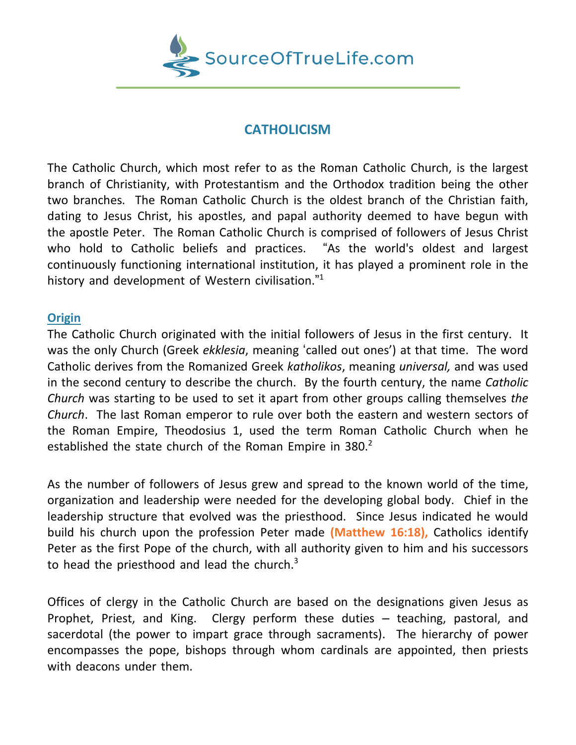SourceOfTrueLife.com

# CATHOLICISM

The Catholic Church, which most refer to as the Roman Catholic Church, is the largest branch of Christianity, with Protestantism and the Orthodox tradition being the other two branches. The Roman Catholic Church is the oldest branch of the Christian faith, dating to Jesus Christ, his apostles, and papal authority deemed to have begun with the apostle Peter. The Roman Catholic Church is comprised of followers of Jesus Christ who hold to Catholic beliefs and practices. "As the world's oldest and largest continuously functioning international institution, it has played a prominent role in the history and development of Western civilisation."[1]

## Origin

The Catholic Church originated with the initial followers of Jesus in the first century. It was the only Church (Greek *ekklesia*, meaning 'called out ones') at that time. The word Catholic derives from the Romanized Greek *katholikos*, meaning *universal,* and was used in the second century to describe the church. By the fourth century, the name *Catholic Church* was starting to be used to set it apart from other groups calling themselves *the Church*. The last Roman emperor to rule over both the eastern and western sectors of the Roman Empire, Theodosius 1, used the term Roman Catholic Church when he established the state church of the Roman Empire in 380.[2]

As the number of followers of Jesus grew and spread to the known world of the time, organization and leadership were needed for the developing global body. Chief in the leadership structure that evolved was the priesthood. Since Jesus indicated he would build his church upon the profession Peter made **(Matthew 16:18),** Catholics identify Peter as the first Pope of the church, with all authority given to him and his successors to head the priesthood and lead the church.[3]

Offices of clergy in the Catholic Church are based on the designations given Jesus as Prophet, Priest, and King. Clergy perform these duties – teaching, pastoral, and sacerdotal (the power to impart grace through sacraments). The hierarchy of power encompasses the pope, bishops through whom cardinals are appointed, then priests with deacons under them.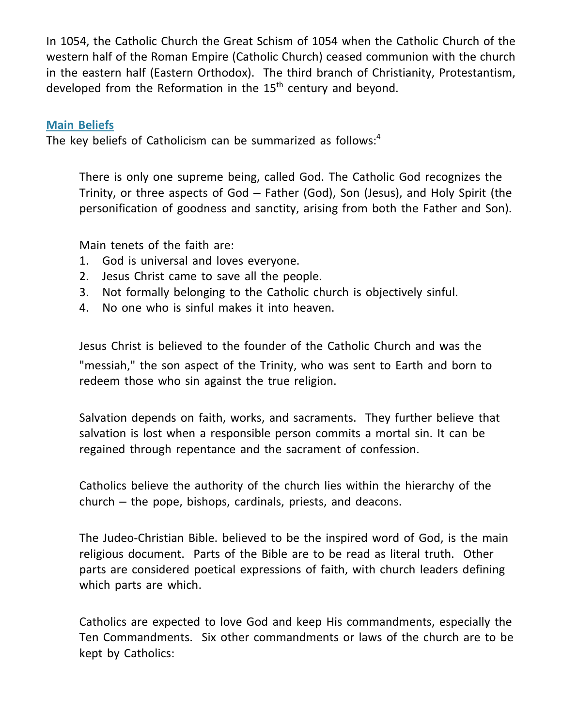In 1054, the Catholic Church the Great Schism of 1054 when the Catholic Church of the western half of the Roman Empire (Catholic Church) ceased communion with the church in the eastern half (Eastern Orthodox). The third branch of Christianity, Protestantism, developed from the Reformation in the 15th century and beyond.

## Main Beliefs

The key beliefs of Catholicism can be summarized as follows:[4]

> There is only one supreme being, called God. The Catholic God recognizes the Trinity, or three aspects of God – Father (God), Son (Jesus), and Holy Spirit (the personification of goodness and sanctity, arising from both the Father and Son).
>
> Main tenets of the faith are:
> 1. God is universal and loves everyone.
> 2. Jesus Christ came to save all the people.
> 3. Not formally belonging to the Catholic church is objectively sinful.
> 4. No one who is sinful makes it into heaven.
>
> Jesus Christ is believed to the founder of the Catholic Church and was the "messiah," the son aspect of the Trinity, who was sent to Earth and born to redeem those who sin against the true religion.
>
> Salvation depends on faith, works, and sacraments. They further believe that salvation is lost when a responsible person commits a mortal sin. It can be regained through repentance and the sacrament of confession.
>
> Catholics believe the authority of the church lies within the hierarchy of the church – the pope, bishops, cardinals, priests, and deacons.
>
> The Judeo-Christian Bible. believed to be the inspired word of God, is the main religious document. Parts of the Bible are to be read as literal truth. Other parts are considered poetical expressions of faith, with church leaders defining which parts are which.
>
> Catholics are expected to love God and keep His commandments, especially the Ten Commandments. Six other commandments or laws of the church are to be kept by Catholics: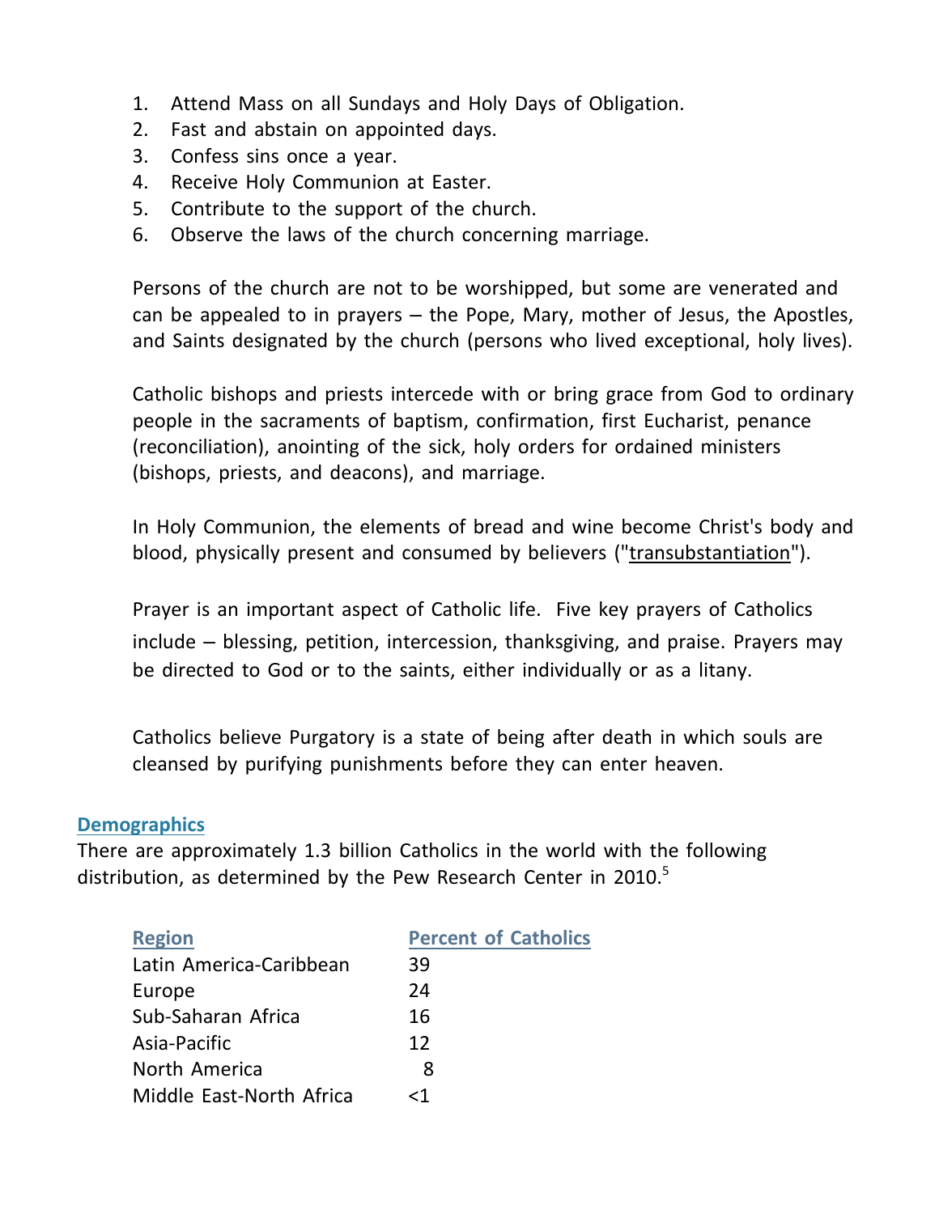1. Attend Mass on all Sundays and Holy Days of Obligation.
2. Fast and abstain on appointed days.
3. Confess sins once a year.
4. Receive Holy Communion at Easter.
5. Contribute to the support of the church.
6. Observe the laws of the church concerning marriage.

Persons of the church are not to be worshipped, but some are venerated and can be appealed to in prayers – the Pope, Mary, mother of Jesus, the Apostles, and Saints designated by the church (persons who lived exceptional, holy lives).

Catholic bishops and priests intercede with or bring grace from God to ordinary people in the sacraments of baptism, confirmation, first Eucharist, penance (reconciliation), anointing of the sick, holy orders for ordained ministers (bishops, priests, and deacons), and marriage.

In Holy Communion, the elements of bread and wine become Christ's body and blood, physically present and consumed by believers ("transubstantiation").

Prayer is an important aspect of Catholic life. Five key prayers of Catholics include – blessing, petition, intercession, thanksgiving, and praise. Prayers may be directed to God or to the saints, either individually or as a litany.

Catholics believe Purgatory is a state of being after death in which souls are cleansed by purifying punishments before they can enter heaven.

## Demographics

There are approximately 1.3 billion Catholics in the world with the following distribution, as determined by the Pew Research Center in 2010.[5]

| Region | Percent of Catholics |
|---|---|
| Latin America-Caribbean | 39 |
| Europe | 24 |
| Sub-Saharan Africa | 16 |
| Asia-Pacific | 12 |
| North America | 8 |
| Middle East-North Africa | <1 |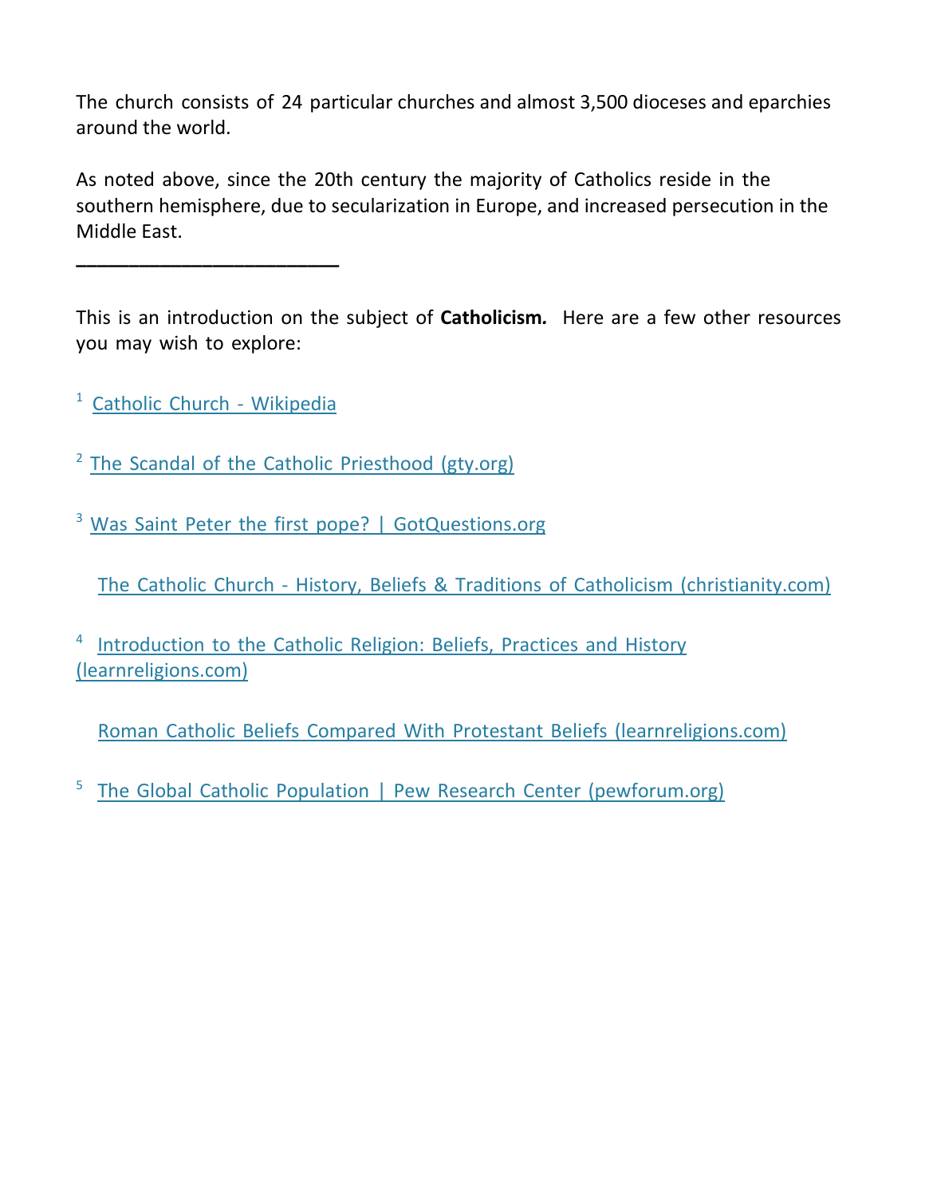The church consists of 24 particular churches and almost 3,500 dioceses and eparchies around the world.

As noted above, since the 20th century the majority of Catholics reside in the southern hemisphere, due to secularization in Europe, and increased persecution in the Middle East.

---

This is an introduction on the subject of **Catholicism.** Here are a few other resources you may wish to explore:

[1] Catholic Church - Wikipedia

[2] The Scandal of the Catholic Priesthood (gty.org)

[3] Was Saint Peter the first pope? | GotQuestions.org

The Catholic Church - History, Beliefs & Traditions of Catholicism (christianity.com)

[4] Introduction to the Catholic Religion: Beliefs, Practices and History (learnreligions.com)

Roman Catholic Beliefs Compared With Protestant Beliefs (learnreligions.com)

[5] The Global Catholic Population | Pew Research Center (pewforum.org)